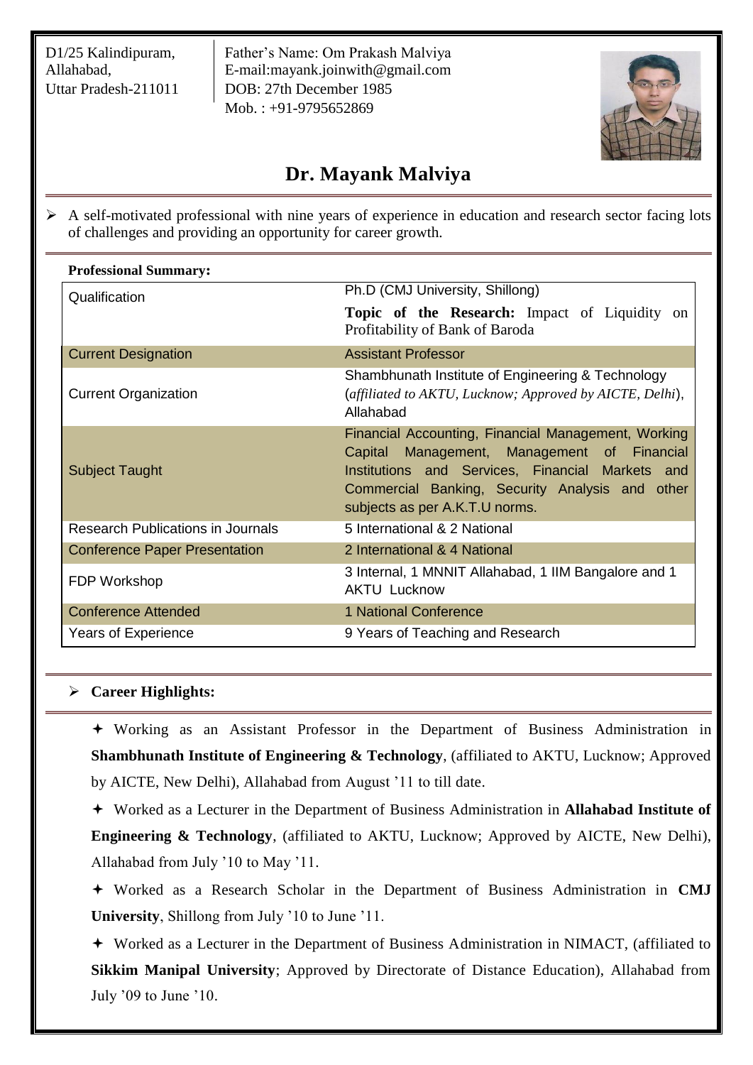D1/25 Kalindipuram,
Allahabad,
Uttar Pradesh-211011

Father's Name: Om Prakash Malviya
E-mail:mayank.joinwith@gmail.com
DOB: 27th December 1985
Mob. : +91-9795652869

# Dr. Mayank Malviya

- A self-motivated professional with nine years of experience in education and research sector facing lots of challenges and providing an opportunity for career growth.

**Professional Summary:**

| | |
|---|---|
| Qualification | Ph.D (CMJ University, Shillong)<br>**Topic of the Research:** Impact of Liquidity on Profitability of Bank of Baroda |
| Current Designation | Assistant Professor |
| Current Organization | Shambhunath Institute of Engineering & Technology (*affiliated to AKTU, Lucknow; Approved by AICTE, Delhi*), Allahabad |
| Subject Taught | Financial Accounting, Financial Management, Working Capital Management, Management of Financial Institutions and Services, Financial Markets and Commercial Banking, Security Analysis and other subjects as per A.K.T.U norms. |
| Research Publications in Journals | 5 International & 2 National |
| Conference Paper Presentation | 2 International & 4 National |
| FDP Workshop | 3 Internal, 1 MNNIT Allahabad, 1 IIM Bangalore and 1 AKTU Lucknow |
| Conference Attended | 1 National Conference |
| Years of Experience | 9 Years of Teaching and Research |

## Career Highlights:

- Working as an Assistant Professor in the Department of Business Administration in **Shambhunath Institute of Engineering & Technology**, (affiliated to AKTU, Lucknow; Approved by AICTE, New Delhi), Allahabad from August '11 to till date.
- Worked as a Lecturer in the Department of Business Administration in **Allahabad Institute of Engineering & Technology**, (affiliated to AKTU, Lucknow; Approved by AICTE, New Delhi), Allahabad from July '10 to May '11.
- Worked as a Research Scholar in the Department of Business Administration in **CMJ University**, Shillong from July '10 to June '11.
- Worked as a Lecturer in the Department of Business Administration in NIMACT, (affiliated to **Sikkim Manipal University**; Approved by Directorate of Distance Education), Allahabad from July '09 to June '10.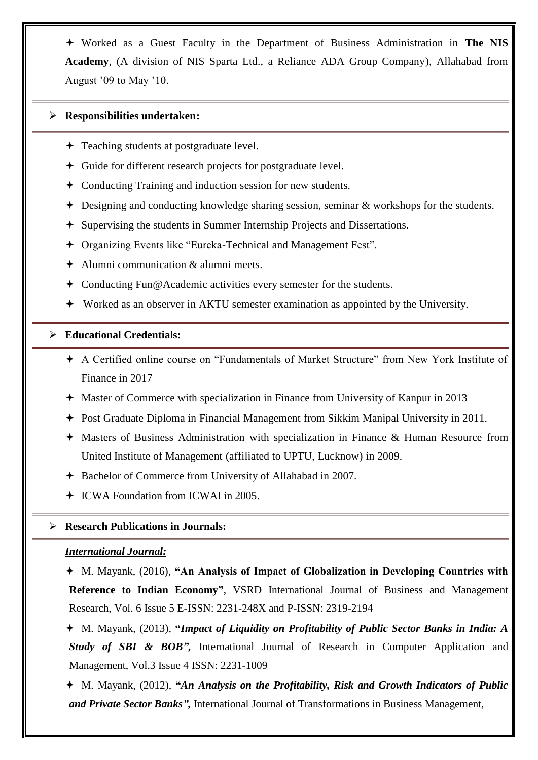- Worked as a Guest Faculty in the Department of Business Administration in **The NIS Academy**, (A division of NIS Sparta Ltd., a Reliance ADA Group Company), Allahabad from August '09 to May '10.

## Responsibilities undertaken:

- Teaching students at postgraduate level.
- Guide for different research projects for postgraduate level.
- Conducting Training and induction session for new students.
- Designing and conducting knowledge sharing session, seminar & workshops for the students.
- Supervising the students in Summer Internship Projects and Dissertations.
- Organizing Events like "Eureka-Technical and Management Fest".
- Alumni communication & alumni meets.
- Conducting Fun@Academic activities every semester for the students.
- Worked as an observer in AKTU semester examination as appointed by the University.

## Educational Credentials:

- A Certified online course on "Fundamentals of Market Structure" from New York Institute of Finance in 2017
- Master of Commerce with specialization in Finance from University of Kanpur in 2013
- Post Graduate Diploma in Financial Management from Sikkim Manipal University in 2011.
- Masters of Business Administration with specialization in Finance & Human Resource from United Institute of Management (affiliated to UPTU, Lucknow) in 2009.
- Bachelor of Commerce from University of Allahabad in 2007.
- ICWA Foundation from ICWAI in 2005.

## Research Publications in Journals:

***<u>International Journal:</u>***

- M. Mayank, (2016), **"An Analysis of Impact of Globalization in Developing Countries with Reference to Indian Economy"**, VSRD International Journal of Business and Management Research, Vol. 6 Issue 5 E-ISSN: 2231-248X and P-ISSN: 2319-2194
- M. Mayank, (2013), **"*Impact of Liquidity on Profitability of Public Sector Banks in India: A Study of SBI & BOB",*** International Journal of Research in Computer Application and Management, Vol.3 Issue 4 ISSN: 2231-1009
- M. Mayank, (2012), **"*An Analysis on the Profitability, Risk and Growth Indicators of Public and Private Sector Banks",*** International Journal of Transformations in Business Management,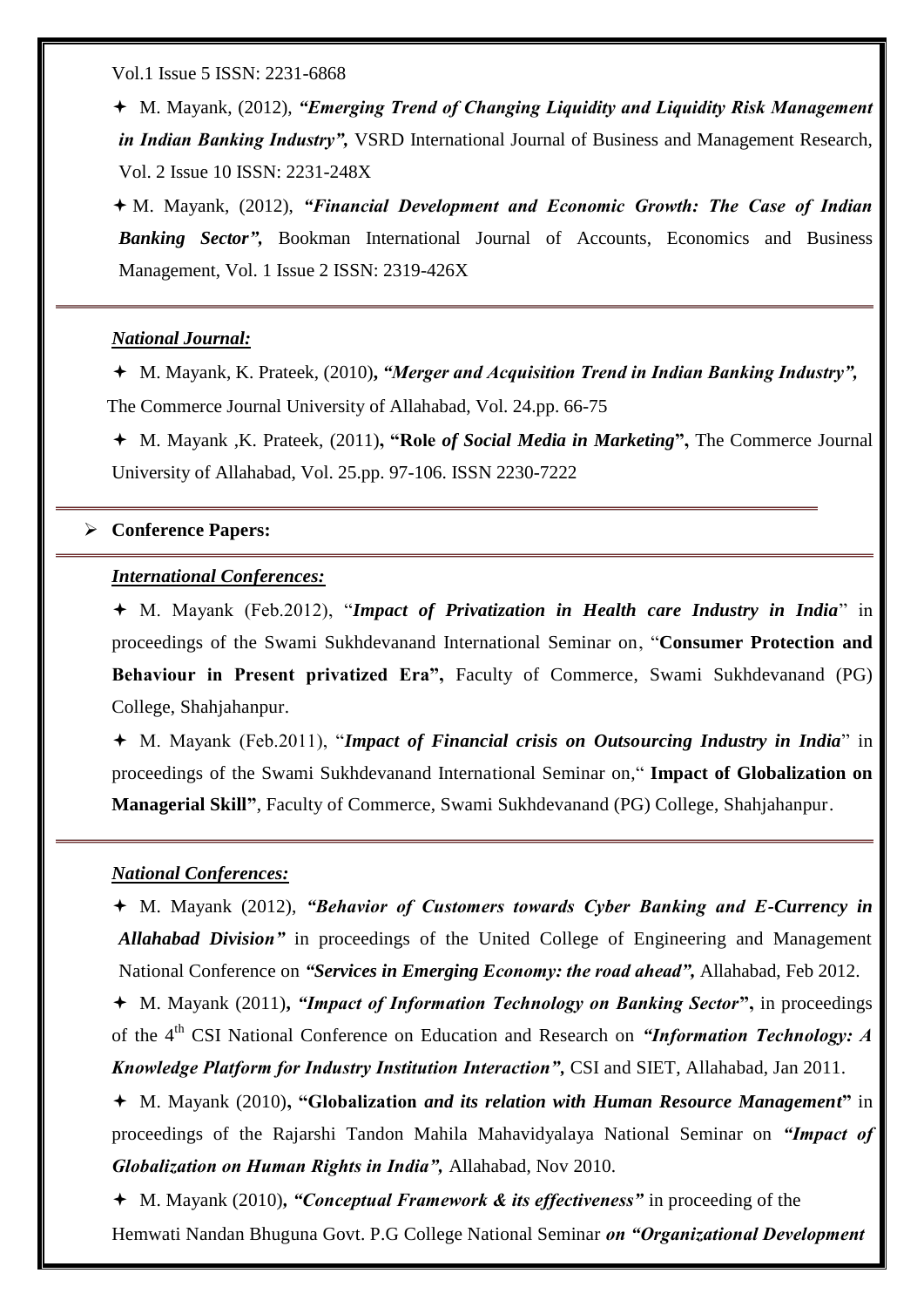Vol.1 Issue 5 ISSN: 2231-6868

- M. Mayank, (2012), ***"Emerging Trend of Changing Liquidity and Liquidity Risk Management in Indian Banking Industry",*** VSRD International Journal of Business and Management Research, Vol. 2 Issue 10 ISSN: 2231-248X
- M. Mayank, (2012), ***"Financial Development and Economic Growth: The Case of Indian Banking Sector",*** Bookman International Journal of Accounts, Economics and Business Management, Vol. 1 Issue 2 ISSN: 2319-426X

---

***National Journal:***

- M. Mayank, K. Prateek, (2010)**,** ***"Merger and Acquisition Trend in Indian Banking Industry",*** The Commerce Journal University of Allahabad, Vol. 24.pp. 66-75
- M. Mayank ,K. Prateek, (2011)**, "Role** ***of Social Media in Marketing*****",** The Commerce Journal University of Allahabad, Vol. 25.pp. 97-106. ISSN 2230-7222

---

- **Conference Papers:**

---

***International Conferences:***

- M. Mayank (Feb.2012), "***Impact of Privatization in Health care Industry in India***" in proceedings of the Swami Sukhdevanand International Seminar on, "**Consumer Protection and Behaviour in Present privatized Era",** Faculty of Commerce, Swami Sukhdevanand (PG) College, Shahjahanpur.
- M. Mayank (Feb.2011), "***Impact of Financial crisis on Outsourcing Industry in India***" in proceedings of the Swami Sukhdevanand International Seminar on," **Impact of Globalization on Managerial Skill"**, Faculty of Commerce, Swami Sukhdevanand (PG) College, Shahjahanpur.

---

***National Conferences:***

- M. Mayank (2012), ***"Behavior of Customers towards Cyber Banking and E-Currency in Allahabad Division"*** in proceedings of the United College of Engineering and Management National Conference on ***"Services in Emerging Economy: the road ahead",*** Allahabad, Feb 2012.
- M. Mayank (2011)**,** ***"Impact of Information Technology on Banking Sector*****",** in proceedings of the 4th CSI National Conference on Education and Research on ***"Information Technology: A Knowledge Platform for Industry Institution Interaction",*** CSI and SIET, Allahabad, Jan 2011.
- M. Mayank (2010)**, "Globalization** ***and its relation with Human Resource Management*****"** in proceedings of the Rajarshi Tandon Mahila Mahavidyalaya National Seminar on ***"Impact of Globalization on Human Rights in India",*** Allahabad, Nov 2010.
- M. Mayank (2010)**,** ***"Conceptual Framework & its effectiveness"*** in proceeding of the Hemwati Nandan Bhuguna Govt. P.G College National Seminar ***on "Organizational Development***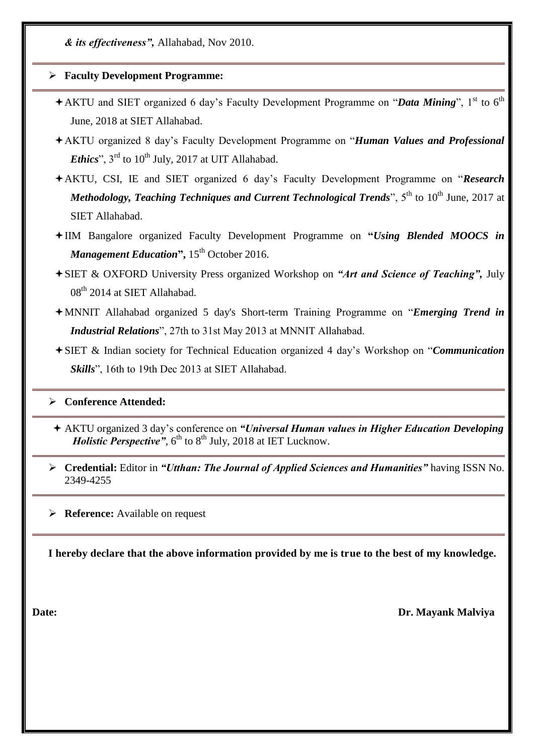***& its effectiveness”,*** Allahabad, Nov 2010.

- **Faculty Development Programme:**

  - AKTU and SIET organized 6 day’s Faculty Development Programme on “***Data Mining***”, 1st to 6th June, 2018 at SIET Allahabad.
  - AKTU organized 8 day’s Faculty Development Programme on “***Human Values and Professional Ethics***”, 3rd to 10th July, 2017 at UIT Allahabad.
  - AKTU, CSI, IE and SIET organized 6 day’s Faculty Development Programme on “***Research Methodology, Teaching Techniques and Current Technological Trends***”, 5th to 10th June, 2017 at SIET Allahabad.
  - IIM Bangalore organized Faculty Development Programme on **“*Using Blended MOOCS in Management Education*”,** 15th October 2016.
  - SIET & OXFORD University Press organized Workshop on ***“Art and Science of Teaching”,*** July 08th 2014 at SIET Allahabad.
  - MNNIT Allahabad organized 5 day's Short-term Training Programme on “***Emerging Trend in Industrial Relations***”, 27th to 31st May 2013 at MNNIT Allahabad.
  - SIET & Indian society for Technical Education organized 4 day’s Workshop on “***Communication Skills***”, 16th to 19th Dec 2013 at SIET Allahabad.

- **Conference Attended:**

  - AKTU organized 3 day’s conference on ***“Universal Human values in Higher Education Developing Holistic Perspective”***, 6th to 8th July, 2018 at IET Lucknow.

- **Credential:** Editor in ***“Utthan: The Journal of Applied Sciences and Humanities”*** having ISSN No. 2349-4255

- **Reference:** Available on request

**I hereby declare that the above information provided by me is true to the best of my knowledge.**

**Date:** **Dr. Mayank Malviya**